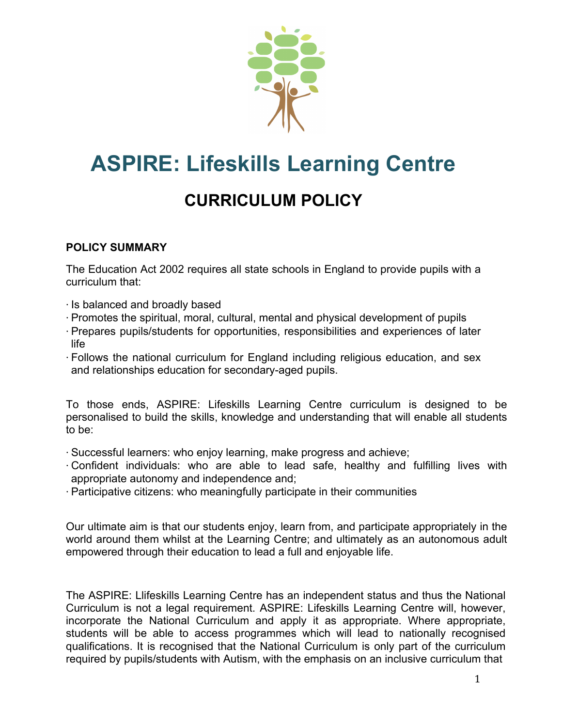# ASPIRE: Lifeskills Learning Centre

## CURRICULUM POLICY

**POLICY SUMMARY**

The Education Act 2002 requires all state schools in England to provide pupils with a curriculum that:

- Is balanced and broadly based
- Promotes the spiritual, moral, cultural, mental and physical development of pupils
- Prepares pupils/students for opportunities, responsibilities and experiences of later life
- Follows the national curriculum for England including religious education, and sex and relationships education for secondary-aged pupils.

To those ends, ASPIRE: Lifeskills Learning Centre curriculum is designed to be personalised to build the skills, knowledge and understanding that will enable all students to be:

- Successful learners: who enjoy learning, make progress and achieve;
- Confident individuals: who are able to lead safe, healthy and fulfilling lives with appropriate autonomy and independence and;
- Participative citizens: who meaningfully participate in their communities

Our ultimate aim is that our students enjoy, learn from, and participate appropriately in the world around them whilst at the Learning Centre; and ultimately as an autonomous adult empowered through their education to lead a full and enjoyable life.

The ASPIRE: Llifeskills Learning Centre has an independent status and thus the National Curriculum is not a legal requirement. ASPIRE: Lifeskills Learning Centre will, however, incorporate the National Curriculum and apply it as appropriate. Where appropriate, students will be able to access programmes which will lead to nationally recognised qualifications. It is recognised that the National Curriculum is only part of the curriculum required by pupils/students with Autism, with the emphasis on an inclusive curriculum that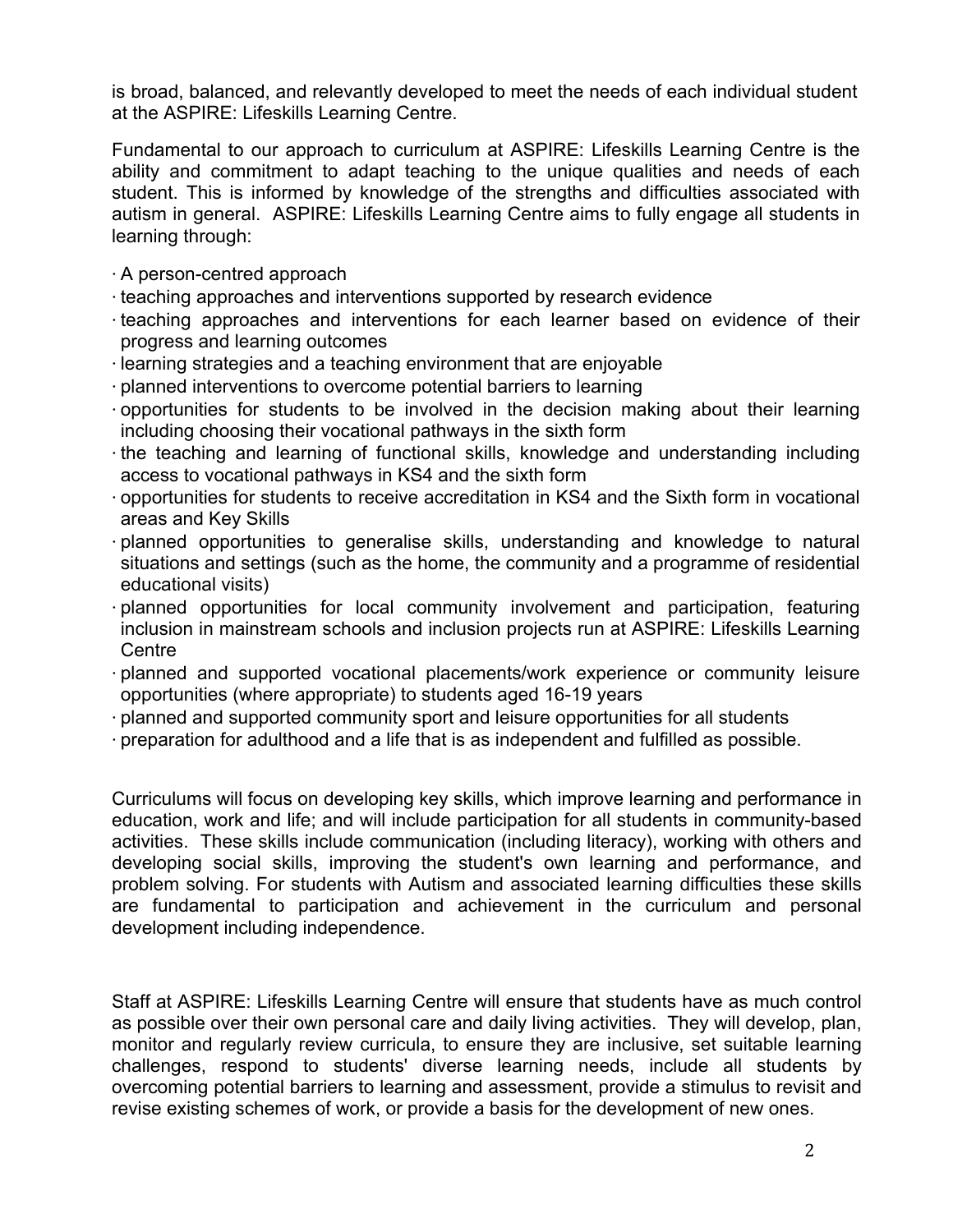is broad, balanced, and relevantly developed to meet the needs of each individual student at the ASPIRE: Lifeskills Learning Centre.

Fundamental to our approach to curriculum at ASPIRE: Lifeskills Learning Centre is the ability and commitment to adapt teaching to the unique qualities and needs of each student. This is informed by knowledge of the strengths and difficulties associated with autism in general. ASPIRE: Lifeskills Learning Centre aims to fully engage all students in learning through:

- A person-centred approach
- teaching approaches and interventions supported by research evidence
- teaching approaches and interventions for each learner based on evidence of their progress and learning outcomes
- learning strategies and a teaching environment that are enjoyable
- planned interventions to overcome potential barriers to learning
- opportunities for students to be involved in the decision making about their learning including choosing their vocational pathways in the sixth form
- the teaching and learning of functional skills, knowledge and understanding including access to vocational pathways in KS4 and the sixth form
- opportunities for students to receive accreditation in KS4 and the Sixth form in vocational areas and Key Skills
- planned opportunities to generalise skills, understanding and knowledge to natural situations and settings (such as the home, the community and a programme of residential educational visits)
- planned opportunities for local community involvement and participation, featuring inclusion in mainstream schools and inclusion projects run at ASPIRE: Lifeskills Learning Centre
- planned and supported vocational placements/work experience or community leisure opportunities (where appropriate) to students aged 16-19 years
- planned and supported community sport and leisure opportunities for all students
- preparation for adulthood and a life that is as independent and fulfilled as possible.

Curriculums will focus on developing key skills, which improve learning and performance in education, work and life; and will include participation for all students in community-based activities. These skills include communication (including literacy), working with others and developing social skills, improving the student's own learning and performance, and problem solving. For students with Autism and associated learning difficulties these skills are fundamental to participation and achievement in the curriculum and personal development including independence.

Staff at ASPIRE: Lifeskills Learning Centre will ensure that students have as much control as possible over their own personal care and daily living activities. They will develop, plan, monitor and regularly review curricula, to ensure they are inclusive, set suitable learning challenges, respond to students' diverse learning needs, include all students by overcoming potential barriers to learning and assessment, provide a stimulus to revisit and revise existing schemes of work, or provide a basis for the development of new ones.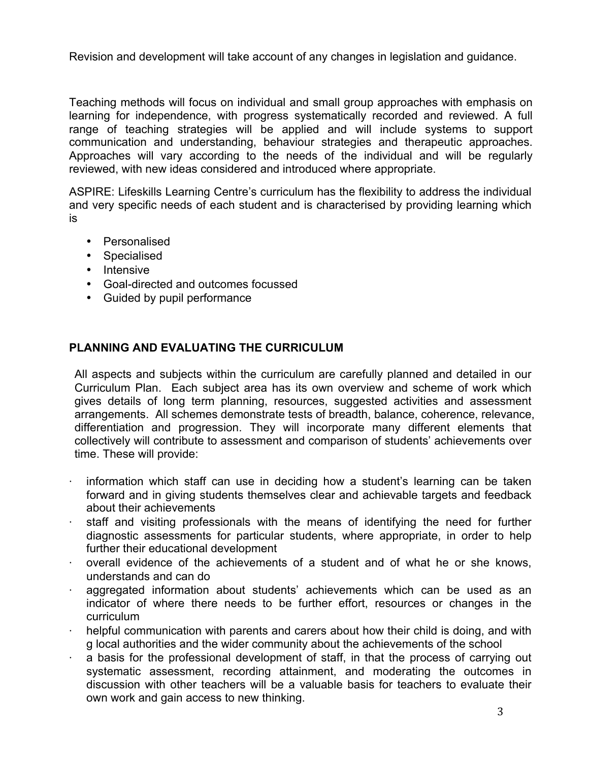Revision and development will take account of any changes in legislation and guidance.

Teaching methods will focus on individual and small group approaches with emphasis on learning for independence, with progress systematically recorded and reviewed. A full range of teaching strategies will be applied and will include systems to support communication and understanding, behaviour strategies and therapeutic approaches. Approaches will vary according to the needs of the individual and will be regularly reviewed, with new ideas considered and introduced where appropriate.

ASPIRE: Lifeskills Learning Centre's curriculum has the flexibility to address the individual and very specific needs of each student and is characterised by providing learning which is

- Personalised
- Specialised
- Intensive
- Goal-directed and outcomes focussed
- Guided by pupil performance

## PLANNING AND EVALUATING THE CURRICULUM

All aspects and subjects within the curriculum are carefully planned and detailed in our Curriculum Plan. Each subject area has its own overview and scheme of work which gives details of long term planning, resources, suggested activities and assessment arrangements. All schemes demonstrate tests of breadth, balance, coherence, relevance, differentiation and progression. They will incorporate many different elements that collectively will contribute to assessment and comparison of students' achievements over time. These will provide:

- information which staff can use in deciding how a student's learning can be taken forward and in giving students themselves clear and achievable targets and feedback about their achievements
- staff and visiting professionals with the means of identifying the need for further diagnostic assessments for particular students, where appropriate, in order to help further their educational development
- overall evidence of the achievements of a student and of what he or she knows, understands and can do
- aggregated information about students' achievements which can be used as an indicator of where there needs to be further effort, resources or changes in the curriculum
- helpful communication with parents and carers about how their child is doing, and with g local authorities and the wider community about the achievements of the school
- a basis for the professional development of staff, in that the process of carrying out systematic assessment, recording attainment, and moderating the outcomes in discussion with other teachers will be a valuable basis for teachers to evaluate their own work and gain access to new thinking.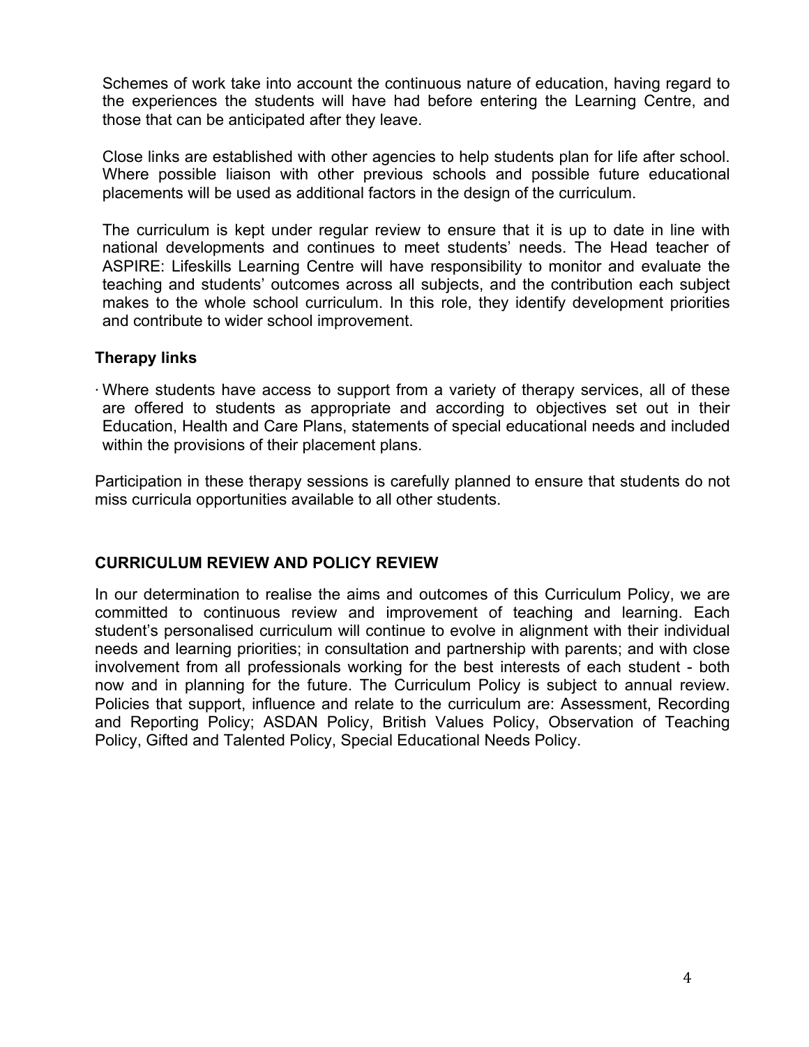Schemes of work take into account the continuous nature of education, having regard to the experiences the students will have had before entering the Learning Centre, and those that can be anticipated after they leave.

Close links are established with other agencies to help students plan for life after school. Where possible liaison with other previous schools and possible future educational placements will be used as additional factors in the design of the curriculum.

The curriculum is kept under regular review to ensure that it is up to date in line with national developments and continues to meet students' needs. The Head teacher of ASPIRE: Lifeskills Learning Centre will have responsibility to monitor and evaluate the teaching and students' outcomes across all subjects, and the contribution each subject makes to the whole school curriculum. In this role, they identify development priorities and contribute to wider school improvement.

### Therapy links

- Where students have access to support from a variety of therapy services, all of these are offered to students as appropriate and according to objectives set out in their Education, Health and Care Plans, statements of special educational needs and included within the provisions of their placement plans.

Participation in these therapy sessions is carefully planned to ensure that students do not miss curricula opportunities available to all other students.

## CURRICULUM REVIEW AND POLICY REVIEW

In our determination to realise the aims and outcomes of this Curriculum Policy, we are committed to continuous review and improvement of teaching and learning. Each student's personalised curriculum will continue to evolve in alignment with their individual needs and learning priorities; in consultation and partnership with parents; and with close involvement from all professionals working for the best interests of each student - both now and in planning for the future. The Curriculum Policy is subject to annual review. Policies that support, influence and relate to the curriculum are: Assessment, Recording and Reporting Policy; ASDAN Policy, British Values Policy, Observation of Teaching Policy, Gifted and Talented Policy, Special Educational Needs Policy.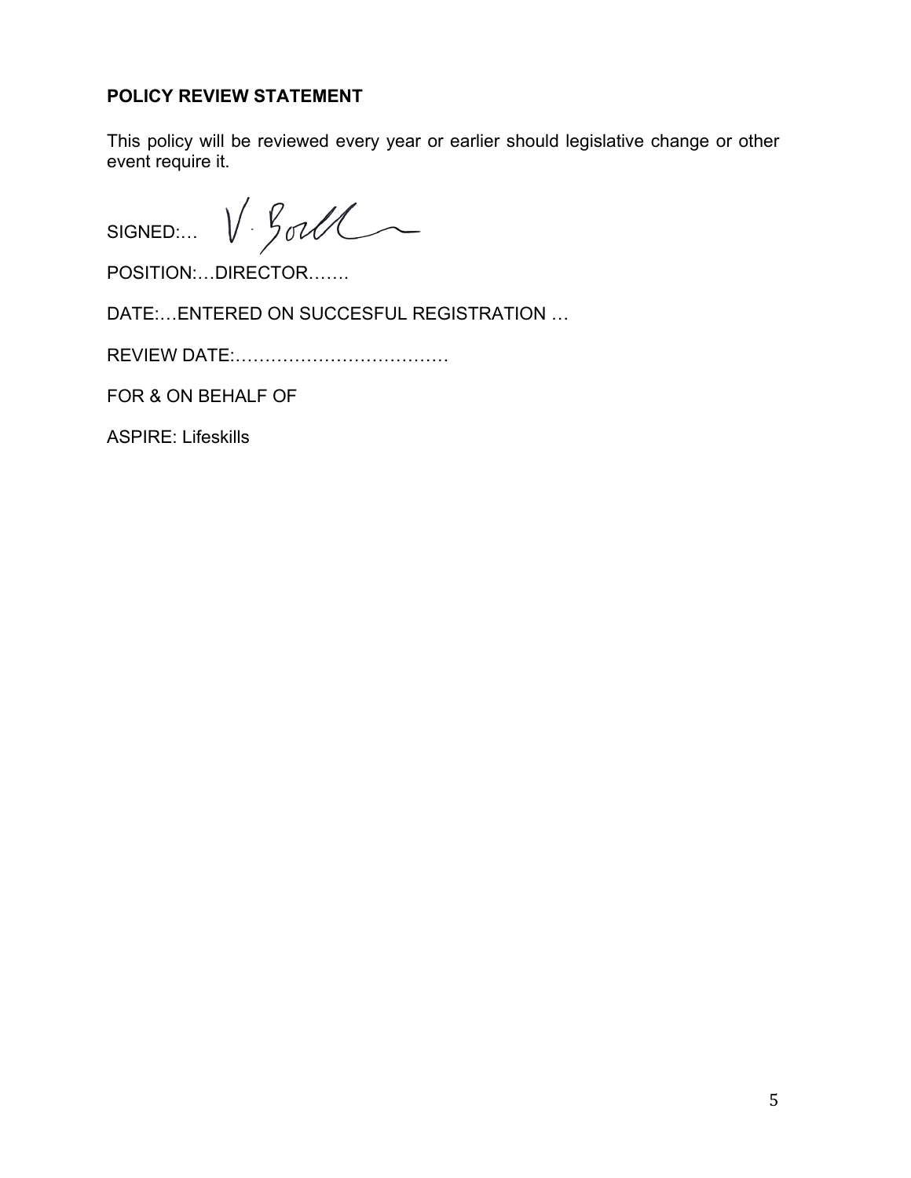**POLICY REVIEW STATEMENT**

This policy will be reviewed every year or earlier should legislative change or other event require it.

SIGNED:…

POSITION:…DIRECTOR…….

DATE:…ENTERED ON SUCCESFUL REGISTRATION …

REVIEW DATE:………………………………

FOR & ON BEHALF OF

ASPIRE: Lifeskills